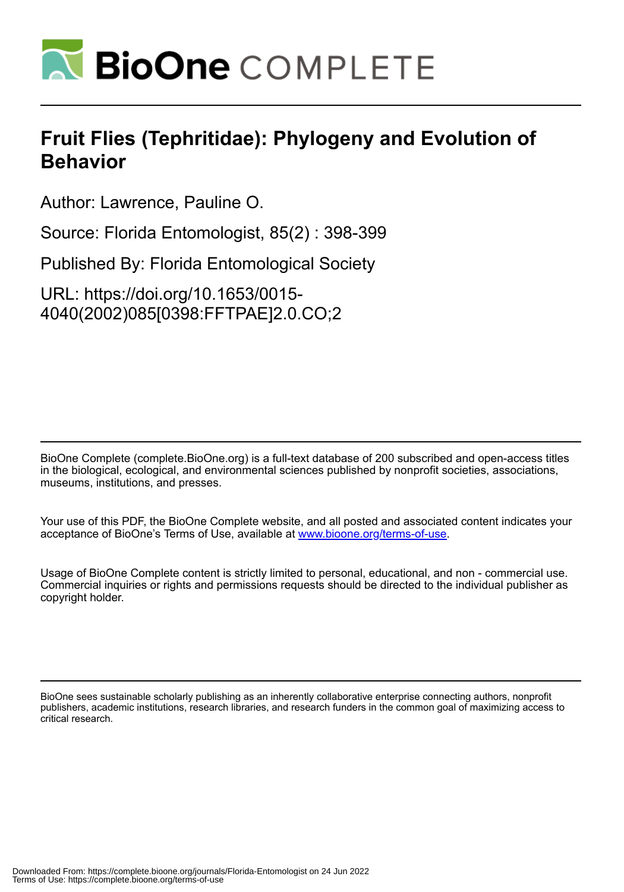# Fruit Flies (Tephritidae): Phylogeny and Evolution of Behavior

Author: Lawrence, Pauline O.

Source: Florida Entomologist, 85(2) : 398-399

Published By: Florida Entomological Society

URL: https://doi.org/10.1653/0015-4040(2002)085[0398:FFTPAE]2.0.CO;2

BioOne Complete (complete.BioOne.org) is a full-text database of 200 subscribed and open-access titles in the biological, ecological, and environmental sciences published by nonprofit societies, associations, museums, institutions, and presses.

Your use of this PDF, the BioOne Complete website, and all posted and associated content indicates your acceptance of BioOne's Terms of Use, available at www.bioone.org/terms-of-use.

Usage of BioOne Complete content is strictly limited to personal, educational, and non - commercial use. Commercial inquiries or rights and permissions requests should be directed to the individual publisher as copyright holder.

BioOne sees sustainable scholarly publishing as an inherently collaborative enterprise connecting authors, nonprofit publishers, academic institutions, research libraries, and research funders in the common goal of maximizing access to critical research.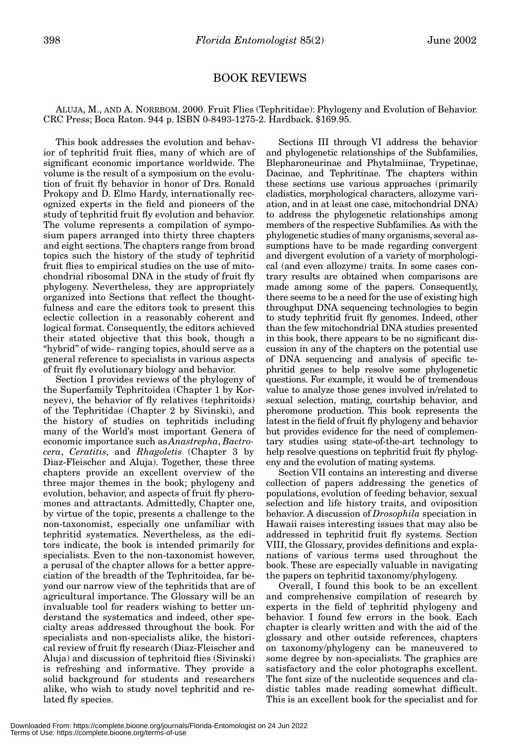## BOOK REVIEWS

ALUJA, M., AND A. NORRBOM. 2000. Fruit Flies (Tephritidae): Phylogeny and Evolution of Behavior. CRC Press; Boca Raton. 944 p. ISBN 0-8493-1275-2. Hardback. $169.95.

This book addresses the evolution and behavior of tephritid fruit flies, many of which are of significant economic importance worldwide. The volume is the result of a symposium on the evolution of fruit fly behavior in honor of Drs. Ronald Prokopy and D. Elmo Hardy, internationally recognized experts in the field and pioneers of the study of tephritid fruit fly evolution and behavior. The volume represents a compilation of symposium papers arranged into thirty three chapters and eight sections. The chapters range from broad topics such the history of the study of tephritid fruit flies to empirical studies on the use of mitochondrial ribosomal DNA in the study of fruit fly phylogeny. Nevertheless, they are appropriately organized into Sections that reflect the thoughtfulness and care the editors took to present this eclectic collection in a reasonably coherent and logical format. Consequently, the editors achieved their stated objective that this book, though a "hybrid" of wide- ranging topics, should serve as a general reference to specialists in various aspects of fruit fly evolutionary biology and behavior.

Section I provides reviews of the phylogeny of the Superfamily Tephritoidea (Chapter 1 by Korneyev), the behavior of fly relatives (tephritoids) of the Tephritidae (Chapter 2 by Sivinski), and the history of studies on tephritids including many of the World's most important Genera of economic importance such as *Anastrepha*, *Bactrocera*, *Ceratitis*, and *Rhagoletis* (Chapter 3 by Diaz-Fleischer and Aluja). Together, these three chapters provide an excellent overview of the three major themes in the book; phylogeny and evolution, behavior, and aspects of fruit fly pheromones and attractants. Admittedly, Chapter one, by virtue of the topic, presents a challenge to the non-taxonomist, especially one unfamiliar with tephritid systematics. Nevertheless, as the editors indicate, the book is intended primarily for specialists. Even to the non-taxonomist however, a perusal of the chapter allows for a better appreciation of the breadth of the Tephritoidea, far beyond our narrow view of the tephritids that are of agricultural importance. The Glossary will be an invaluable tool for readers wishing to better understand the systematics and indeed, other specialty areas addressed throughout the book. For specialists and non-specialists alike, the historical review of fruit fly research (Diaz-Fleischer and Aluja) and discussion of tephritoid flies (Sivinski) is refreshing and informative. They provide a solid background for students and researchers alike, who wish to study novel tephritid and related fly species.

Sections III through VI address the behavior and phylogenetic relationships of the Subfamilies, Blepharoneurinae and Phytalmiinae, Trypetinae, Dacinae, and Tephritinae. The chapters within these sections use various approaches (primarily cladistics, morphological characters, allozyme variation, and in at least one case, mitochondrial DNA) to address the phylogenetic relationships among members of the respective Subfamilies. As with the phylogenetic studies of many organisms, several assumptions have to be made regarding convergent and divergent evolution of a variety of morphological (and even allozyme) traits. In some cases contrary results are obtained when comparisons are made among some of the papers. Consequently, there seems to be a need for the use of existing high throughput DNA sequencing technologies to begin to study tephritid fruit fly genomes. Indeed, other than the few mitochondrial DNA studies presented in this book, there appears to be no significant discussion in any of the chapters on the potential use of DNA sequencing and analysis of specific tephritid genes to help resolve some phylogenetic questions. For example, it would be of tremendous value to analyze those genes involved in/related to sexual selection, mating, courtship behavior, and pheromone production. This book represents the latest in the field of fruit fly phylogeny and behavior but provides evidence for the need of complementary studies using state-of-the-art technology to help resolve questions on tephritid fruit fly phylogeny and the evolution of mating systems.

Section VII contains an interesting and diverse collection of papers addressing the genetics of populations, evolution of feeding behavior, sexual selection and life history traits, and oviposition behavior. A discussion of *Drosophila* speciation in Hawaii raises interesting issues that may also be addressed in tephritid fruit fly systems. Section VIII, the Glossary, provides definitions and explanations of various terms used throughout the book. These are especially valuable in navigating the papers on tephritid taxonomy/phylogeny.

Overall, I found this book to be an excellent and comprehensive compilation of research by experts in the field of tephritid phylogeny and behavior. I found few errors in the book. Each chapter is clearly written and with the aid of the glossary and other outside references, chapters on taxonomy/phylogeny can be maneuvered to some degree by non-specialists. The graphics are satisfactory and the color photographs excellent. The font size of the nucleotide sequences and cladistic tables made reading somewhat difficult. This is an excellent book for the specialist and for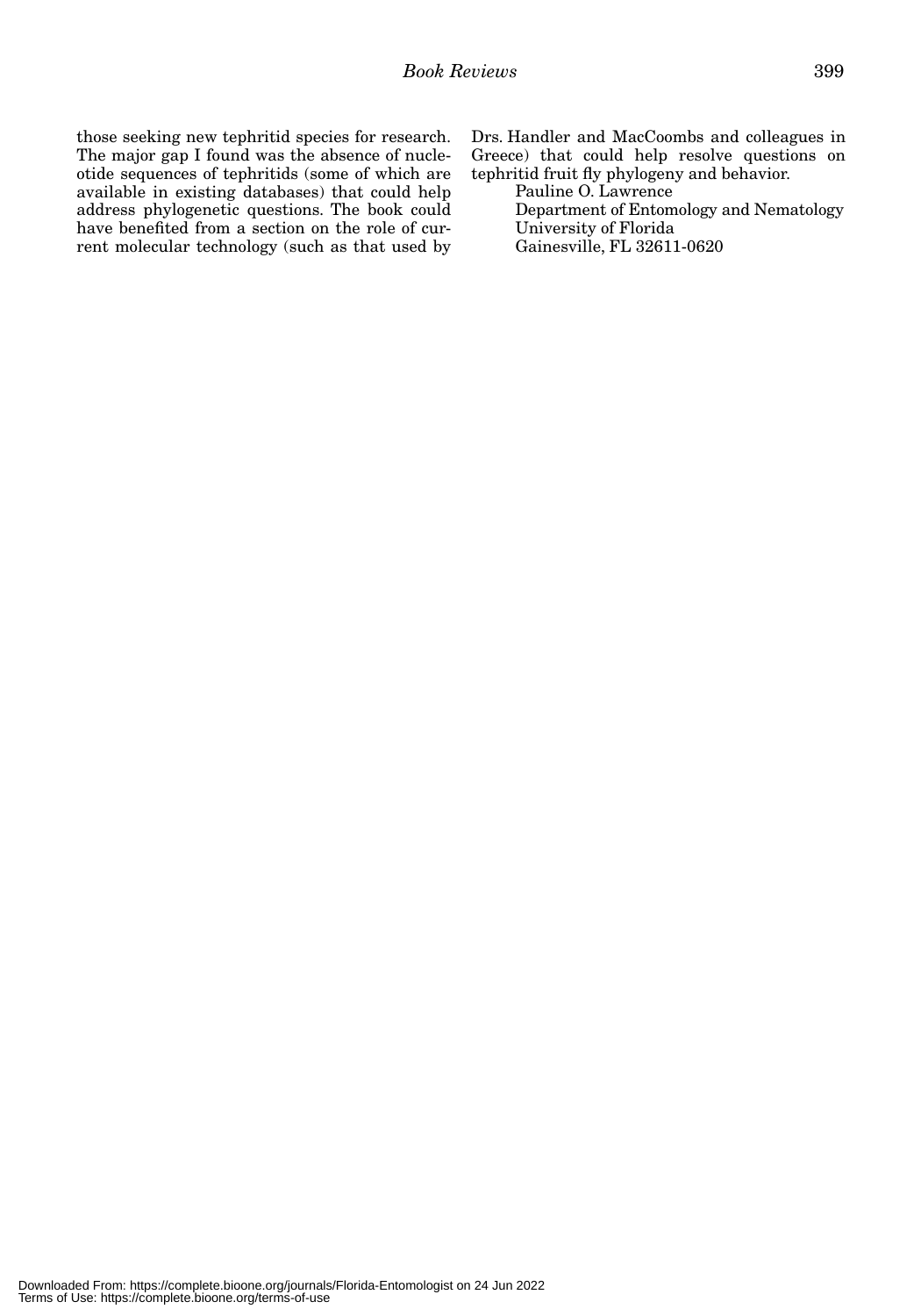those seeking new tephritid species for research. The major gap I found was the absence of nucleotide sequences of tephritids (some of which are available in existing databases) that could help address phylogenetic questions. The book could have benefited from a section on the role of current molecular technology (such as that used by Drs. Handler and MacCoombs and colleagues in Greece) that could help resolve questions on tephritid fruit fly phylogeny and behavior.

Pauline O. Lawrence
Department of Entomology and Nematology
University of Florida
Gainesville, FL 32611-0620